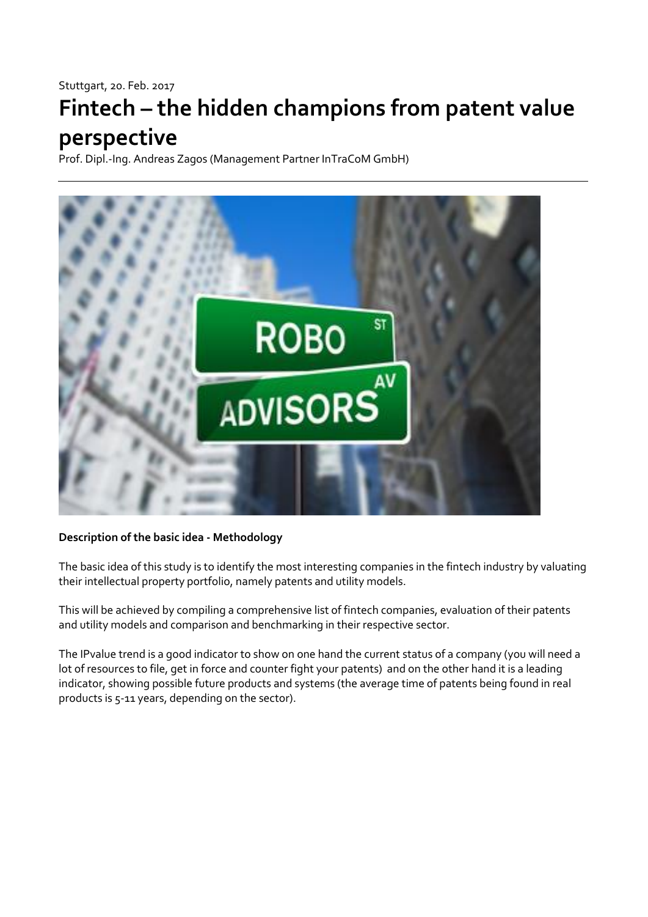Stuttgart, 20. Feb. 2017

# Fintech – the hidden champions from patent value perspective

Prof. Dipl.-Ing. Andreas Zagos (Management Partner InTraCoM GmbH)

**Description of the basic idea - Methodology**

The basic idea of this study is to identify the most interesting companies in the fintech industry by valuating their intellectual property portfolio, namely patents and utility models.

This will be achieved by compiling a comprehensive list of fintech companies, evaluation of their patents and utility models and comparison and benchmarking in their respective sector.

The IPvalue trend is a good indicator to show on one hand the current status of a company (you will need a lot of resources to file, get in force and counter fight your patents) and on the other hand it is a leading indicator, showing possible future products and systems (the average time of patents being found in real products is 5-11 years, depending on the sector).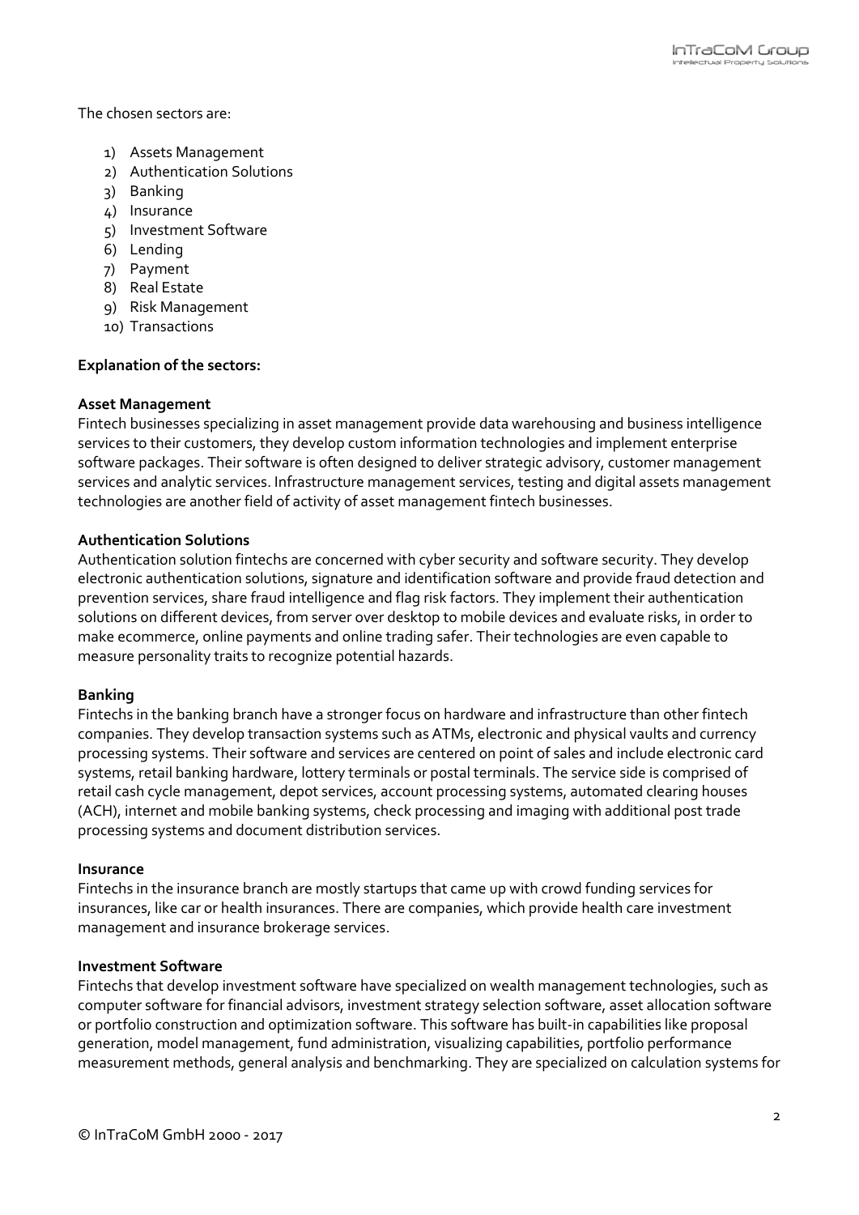The chosen sectors are:

1) Assets Management
2) Authentication Solutions
3) Banking
4) Insurance
5) Investment Software
6) Lending
7) Payment
8) Real Estate
9) Risk Management
10) Transactions

**Explanation of the sectors:**

**Asset Management**
Fintech businesses specializing in asset management provide data warehousing and business intelligence services to their customers, they develop custom information technologies and implement enterprise software packages. Their software is often designed to deliver strategic advisory, customer management services and analytic services. Infrastructure management services, testing and digital assets management technologies are another field of activity of asset management fintech businesses.

**Authentication Solutions**
Authentication solution fintechs are concerned with cyber security and software security. They develop electronic authentication solutions, signature and identification software and provide fraud detection and prevention services, share fraud intelligence and flag risk factors. They implement their authentication solutions on different devices, from server over desktop to mobile devices and evaluate risks, in order to make ecommerce, online payments and online trading safer. Their technologies are even capable to measure personality traits to recognize potential hazards.

**Banking**
Fintechs in the banking branch have a stronger focus on hardware and infrastructure than other fintech companies. They develop transaction systems such as ATMs, electronic and physical vaults and currency processing systems. Their software and services are centered on point of sales and include electronic card systems, retail banking hardware, lottery terminals or postal terminals. The service side is comprised of retail cash cycle management, depot services, account processing systems, automated clearing houses (ACH), internet and mobile banking systems, check processing and imaging with additional post trade processing systems and document distribution services.

**Insurance**
Fintechs in the insurance branch are mostly startups that came up with crowd funding services for insurances, like car or health insurances. There are companies, which provide health care investment management and insurance brokerage services.

**Investment Software**
Fintechs that develop investment software have specialized on wealth management technologies, such as computer software for financial advisors, investment strategy selection software, asset allocation software or portfolio construction and optimization software. This software has built-in capabilities like proposal generation, model management, fund administration, visualizing capabilities, portfolio performance measurement methods, general analysis and benchmarking. They are specialized on calculation systems for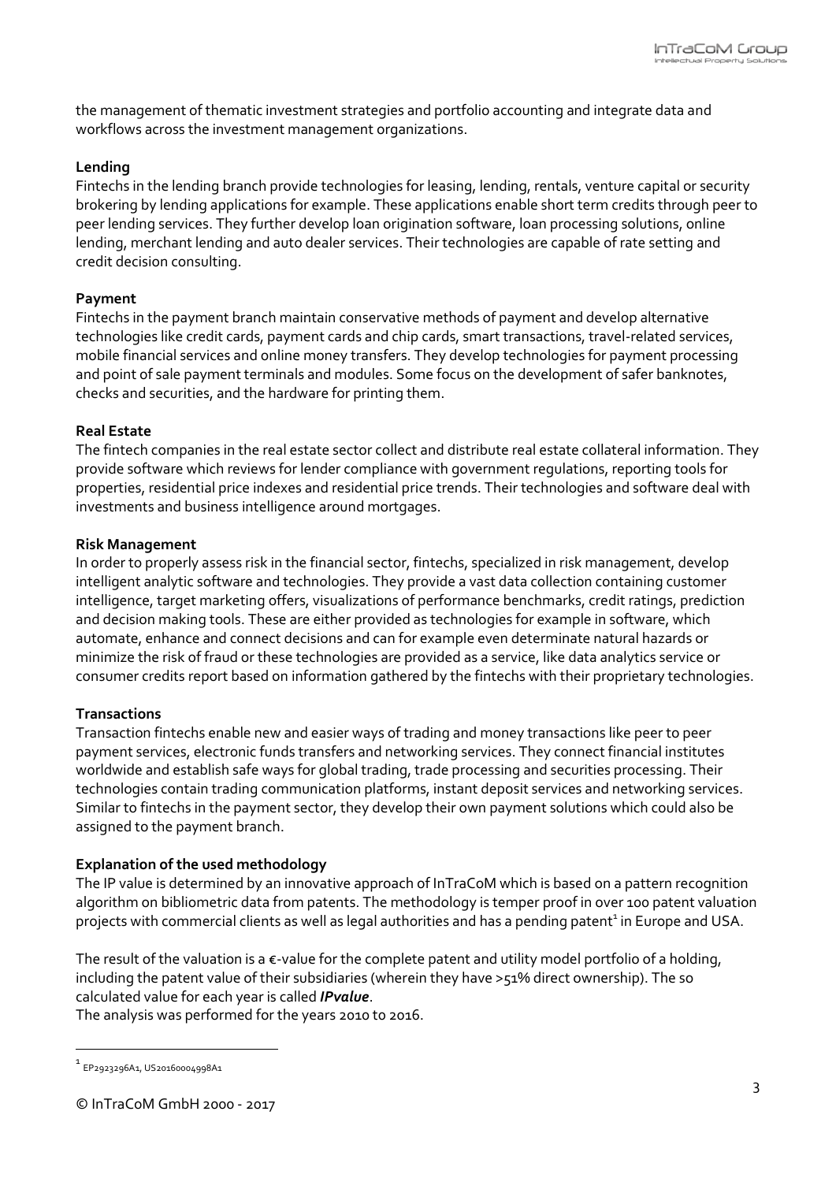the management of thematic investment strategies and portfolio accounting and integrate data and workflows across the investment management organizations.

**Lending**

Fintechs in the lending branch provide technologies for leasing, lending, rentals, venture capital or security brokering by lending applications for example. These applications enable short term credits through peer to peer lending services. They further develop loan origination software, loan processing solutions, online lending, merchant lending and auto dealer services. Their technologies are capable of rate setting and credit decision consulting.

**Payment**

Fintechs in the payment branch maintain conservative methods of payment and develop alternative technologies like credit cards, payment cards and chip cards, smart transactions, travel-related services, mobile financial services and online money transfers. They develop technologies for payment processing and point of sale payment terminals and modules. Some focus on the development of safer banknotes, checks and securities, and the hardware for printing them.

**Real Estate**

The fintech companies in the real estate sector collect and distribute real estate collateral information. They provide software which reviews for lender compliance with government regulations, reporting tools for properties, residential price indexes and residential price trends. Their technologies and software deal with investments and business intelligence around mortgages.

**Risk Management**

In order to properly assess risk in the financial sector, fintechs, specialized in risk management, develop intelligent analytic software and technologies. They provide a vast data collection containing customer intelligence, target marketing offers, visualizations of performance benchmarks, credit ratings, prediction and decision making tools. These are either provided as technologies for example in software, which automate, enhance and connect decisions and can for example even determinate natural hazards or minimize the risk of fraud or these technologies are provided as a service, like data analytics service or consumer credits report based on information gathered by the fintechs with their proprietary technologies.

**Transactions**

Transaction fintechs enable new and easier ways of trading and money transactions like peer to peer payment services, electronic funds transfers and networking services. They connect financial institutes worldwide and establish safe ways for global trading, trade processing and securities processing. Their technologies contain trading communication platforms, instant deposit services and networking services. Similar to fintechs in the payment sector, they develop their own payment solutions which could also be assigned to the payment branch.

**Explanation of the used methodology**

The IP value is determined by an innovative approach of InTraCoM which is based on a pattern recognition algorithm on bibliometric data from patents. The methodology is temper proof in over 100 patent valuation projects with commercial clients as well as legal authorities and has a pending patent[1] in Europe and USA.

The result of the valuation is a €-value for the complete patent and utility model portfolio of a holding, including the patent value of their subsidiaries (wherein they have >51% direct ownership). The so calculated value for each year is called ***IPvalue***.

The analysis was performed for the years 2010 to 2016.

[1] EP2923296A1, US20160004998A1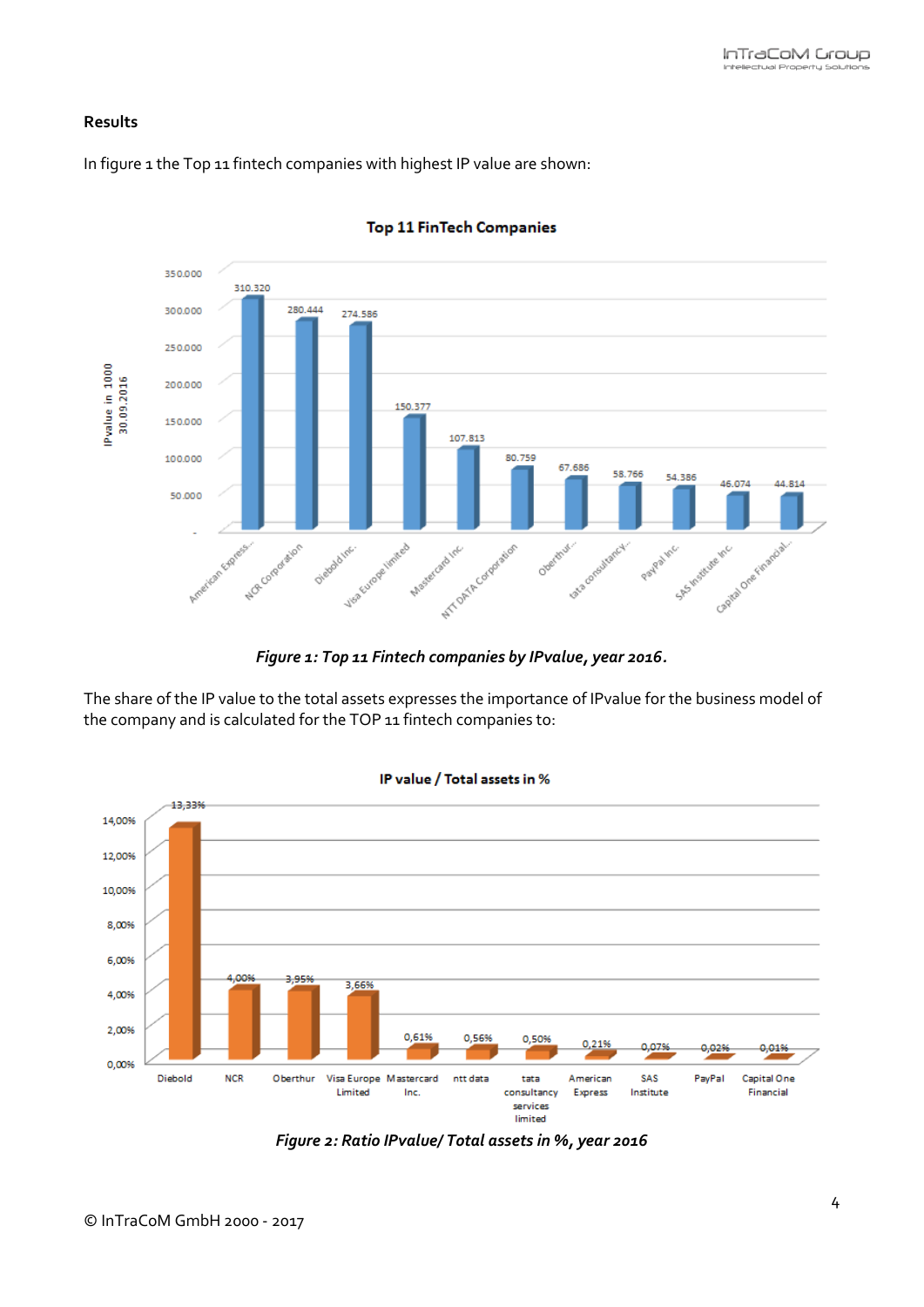## Results

In figure 1 the Top 11 fintech companies with highest IP value are shown:

Figure 1: *Top 11 Fintech companies by IPvalue, year 2016.*

The share of the IP value to the total assets expresses the importance of IPvalue for the business model of the company and is calculated for the TOP 11 fintech companies to:

*Figure 2: Ratio IPvalue/ Total assets in %, year 2016*

© InTraCoM GmbH 2000 - 2017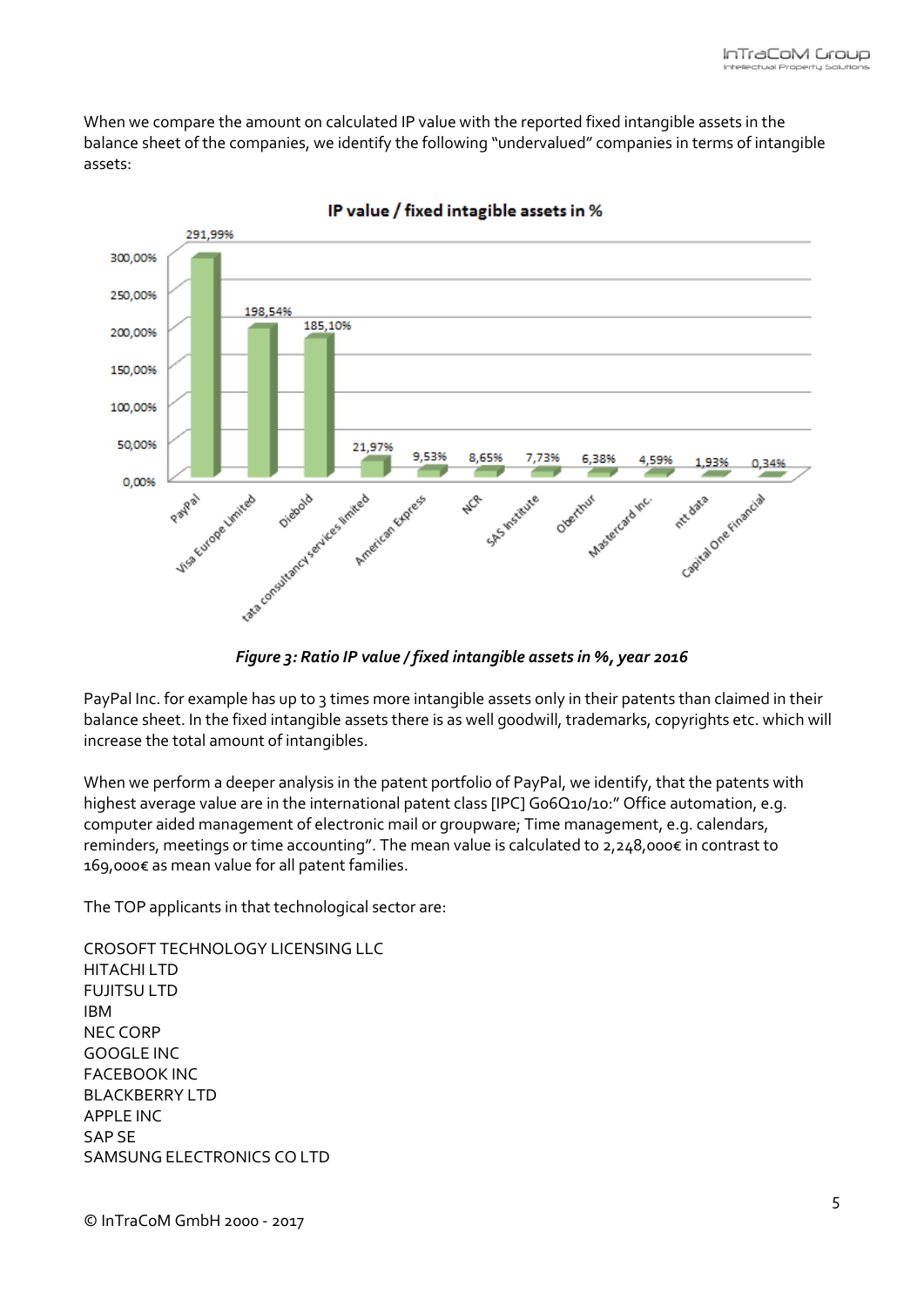When we compare the amount on calculated IP value with the reported fixed intangible assets in the balance sheet of the companies, we identify the following "undervalued" companies in terms of intangible assets:

*Figure 3: Ratio IP value / fixed intangible assets in %, year 2016*

PayPal Inc. for example has up to 3 times more intangible assets only in their patents than claimed in their balance sheet. In the fixed intangible assets there is as well goodwill, trademarks, copyrights etc. which will increase the total amount of intangibles.

When we perform a deeper analysis in the patent portfolio of PayPal, we identify, that the patents with highest average value are in the international patent class [IPC] G06Q10/10:" Office automation, e.g. computer aided management of electronic mail or groupware; Time management, e.g. calendars, reminders, meetings or time accounting". The mean value is calculated to 2,248,000€ in contrast to 169,000€ as mean value for all patent families.

The TOP applicants in that technological sector are:

CROSOFT TECHNOLOGY LICENSING LLC
HITACHI LTD
FUJITSU LTD
IBM
NEC CORP
GOOGLE INC
FACEBOOK INC
BLACKBERRY LTD
APPLE INC
SAP SE
SAMSUNG ELECTRONICS CO LTD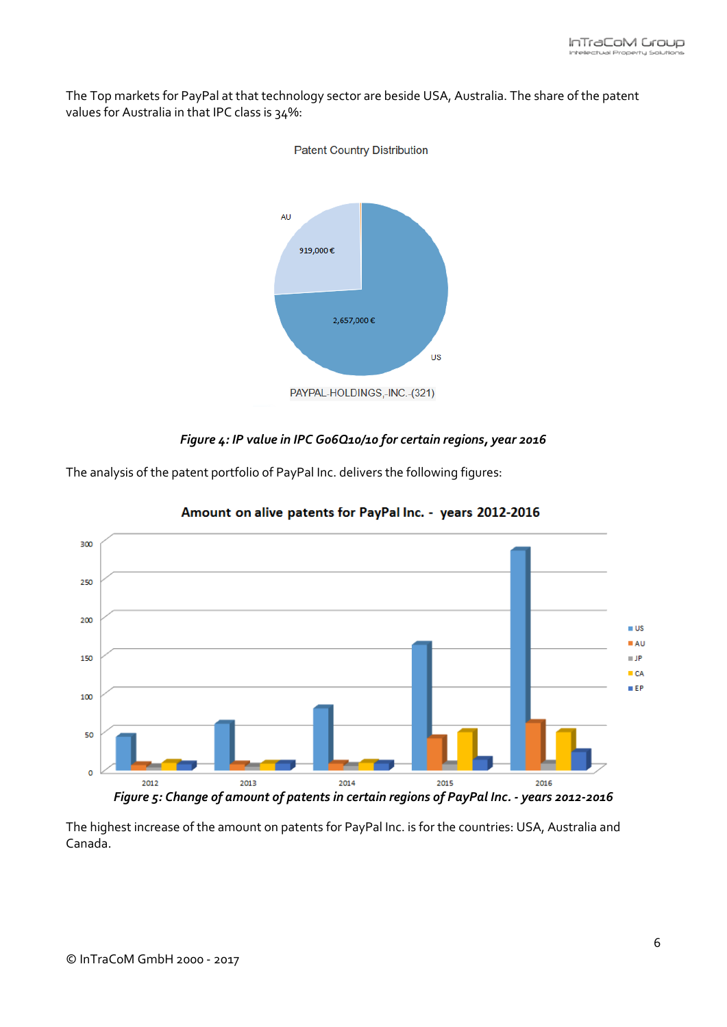The Top markets for PayPal at that technology sector are beside USA, Australia. The share of the patent values for Australia in that IPC class is 34%:

*Figure 4: IP value in IPC G06Q10/10 for certain regions, year 2016*

The analysis of the patent portfolio of PayPal Inc. delivers the following figures:

*Figure 5: Change of amount of patents in certain regions of PayPal Inc. - years 2012-2016*

The highest increase of the amount on patents for PayPal Inc. is for the countries: USA, Australia and Canada.

© InTraCoM GmbH 2000 - 2017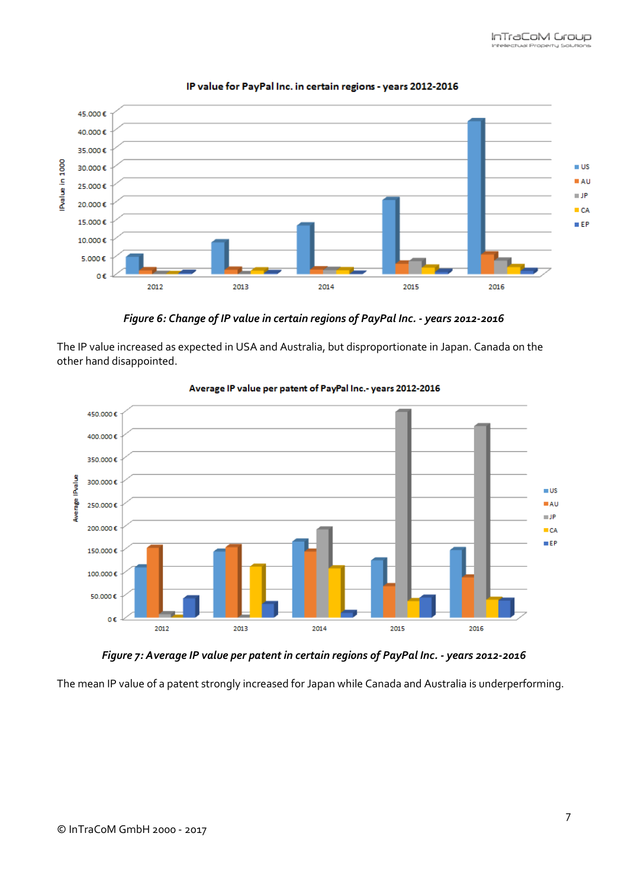*Figure 6: Change of IP value in certain regions of PayPal Inc. - years 2012-2016*

The IP value increased as expected in USA and Australia, but disproportionate in Japan. Canada on the other hand disappointed.

*Figure 7: Average IP value per patent in certain regions of PayPal Inc. - years 2012-2016*

The mean IP value of a patent strongly increased for Japan while Canada and Australia is underperforming.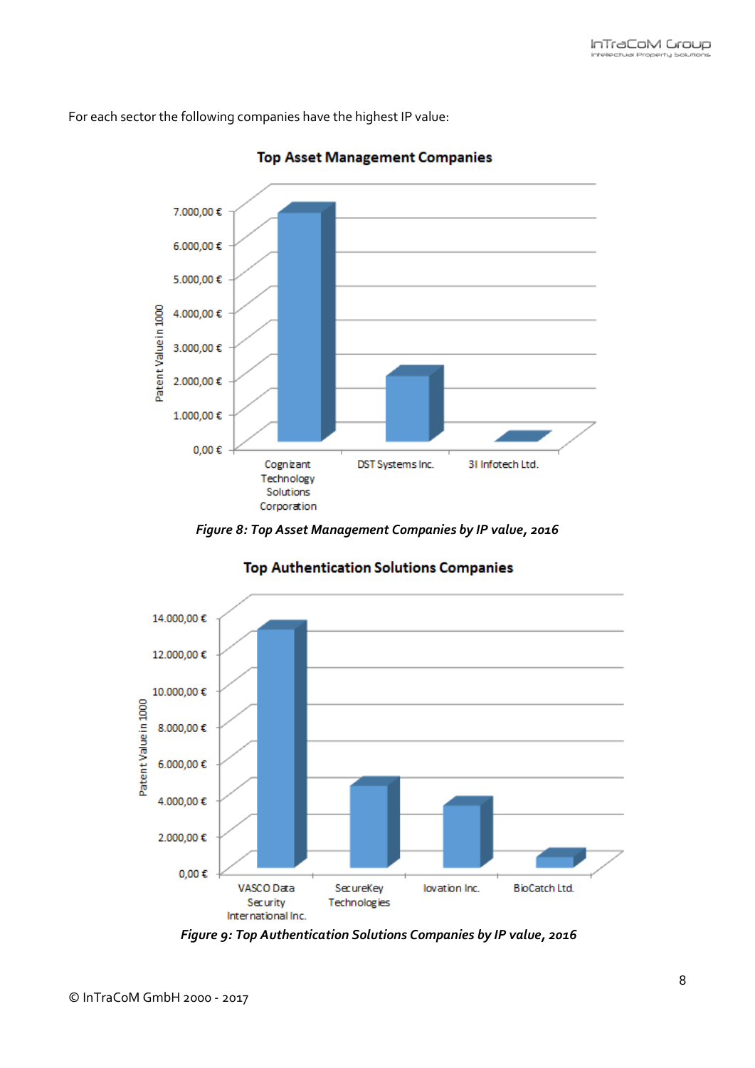For each sector the following companies have the highest IP value:

*Figure 8: Top Asset Management Companies by IP value, 2016*

*Figure 9: Top Authentication Solutions Companies by IP value, 2016*

© InTraCoM GmbH 2000 - 2017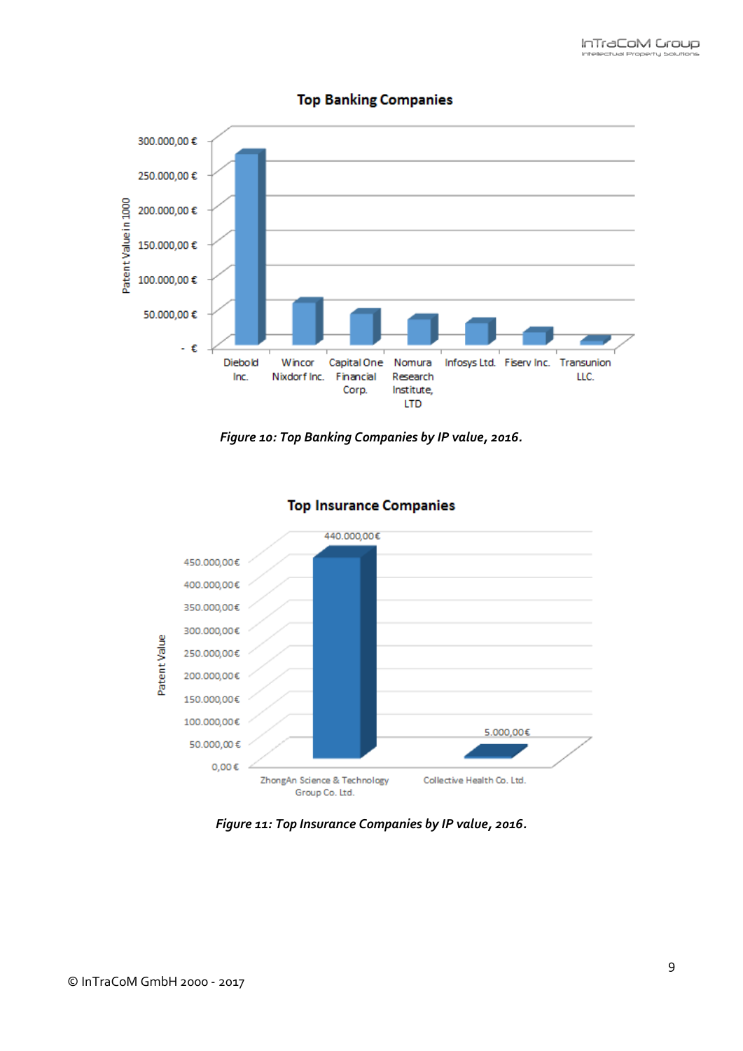**Top Banking Companies**

Patent Value in 1000

300.000,00 €
250.000,00 €
200.000,00 €
150.000,00 €
100.000,00 €
50.000,00 €
- €

Diebold Inc. | Wincor Nixdorf Inc. | Capital One Financial Corp. | Nomura Research Institute, LTD | Infosys Ltd. | Fiserv Inc. | Transunion LLC.

*Figure 10: Top Banking Companies by IP value, 2016.*

**Top Insurance Companies**

Patent Value

450.000,00 €
400.000,00 €
350.000,00 €
300.000,00 €
250.000,00 €
200.000,00 €
150.000,00 €
100.000,00 €
50.000,00 €
0,00 €

ZhongAn Science & Technology Group Co. Ltd.: 440.000,00€

Collective Health Co. Ltd.: 5.000,00€

*Figure 11: Top Insurance Companies by IP value, 2016.*

© InTraCoM GmbH 2000 - 2017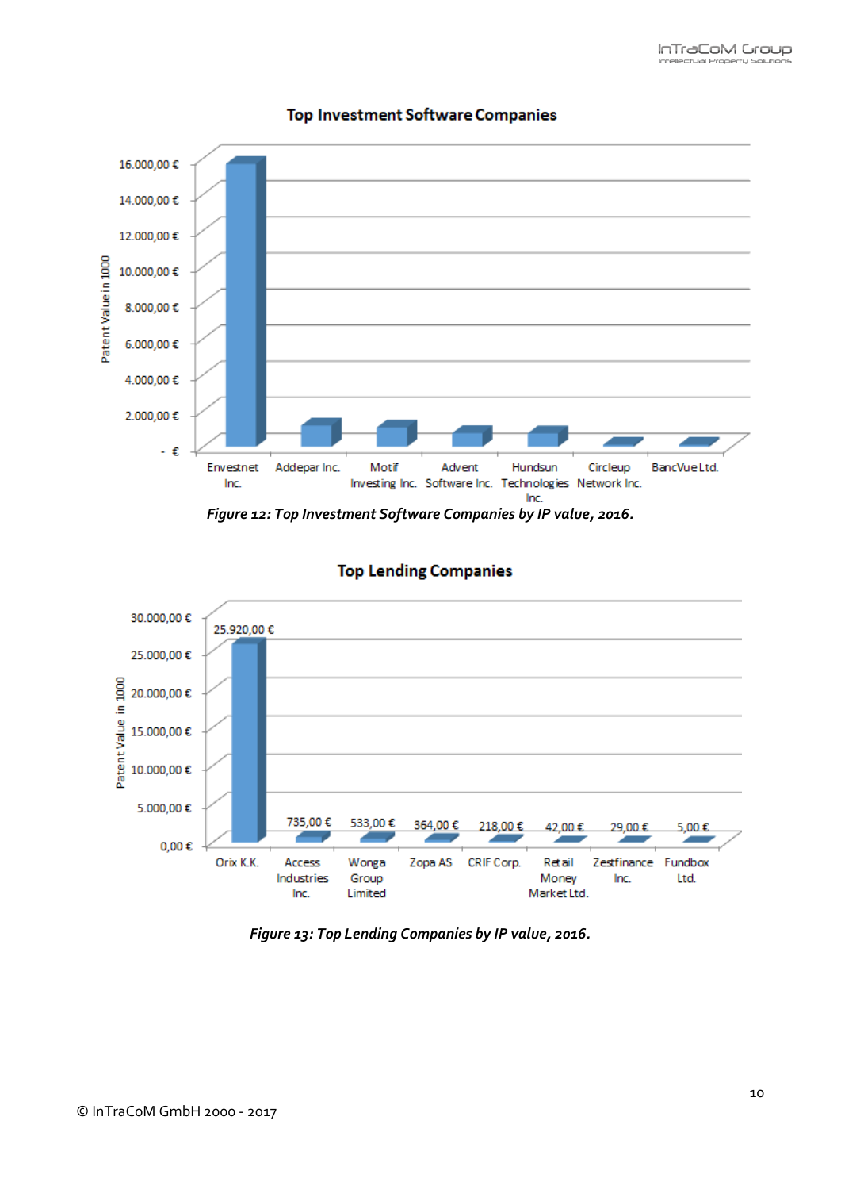**Top Investment Software Companies**

*Figure 12: Top Investment Software Companies by IP value, 2016.*

**Top Lending Companies**

| Company | Patent Value in 1000 |
|---|---|
| Orix K.K. | 25.920,00 € |
| Access Industries Inc. | 735,00 € |
| Wonga Group Limited | 533,00 € |
| Zopa AS | 364,00 € |
| CRIF Corp. | 218,00 € |
| Retail Money Market Ltd. | 42,00 € |
| Zestfinance Inc. | 29,00 € |
| Fundbox Ltd. | 5,00 € |

*Figure 13: Top Lending Companies by IP value, 2016.*

© InTraCoM GmbH 2000 - 2017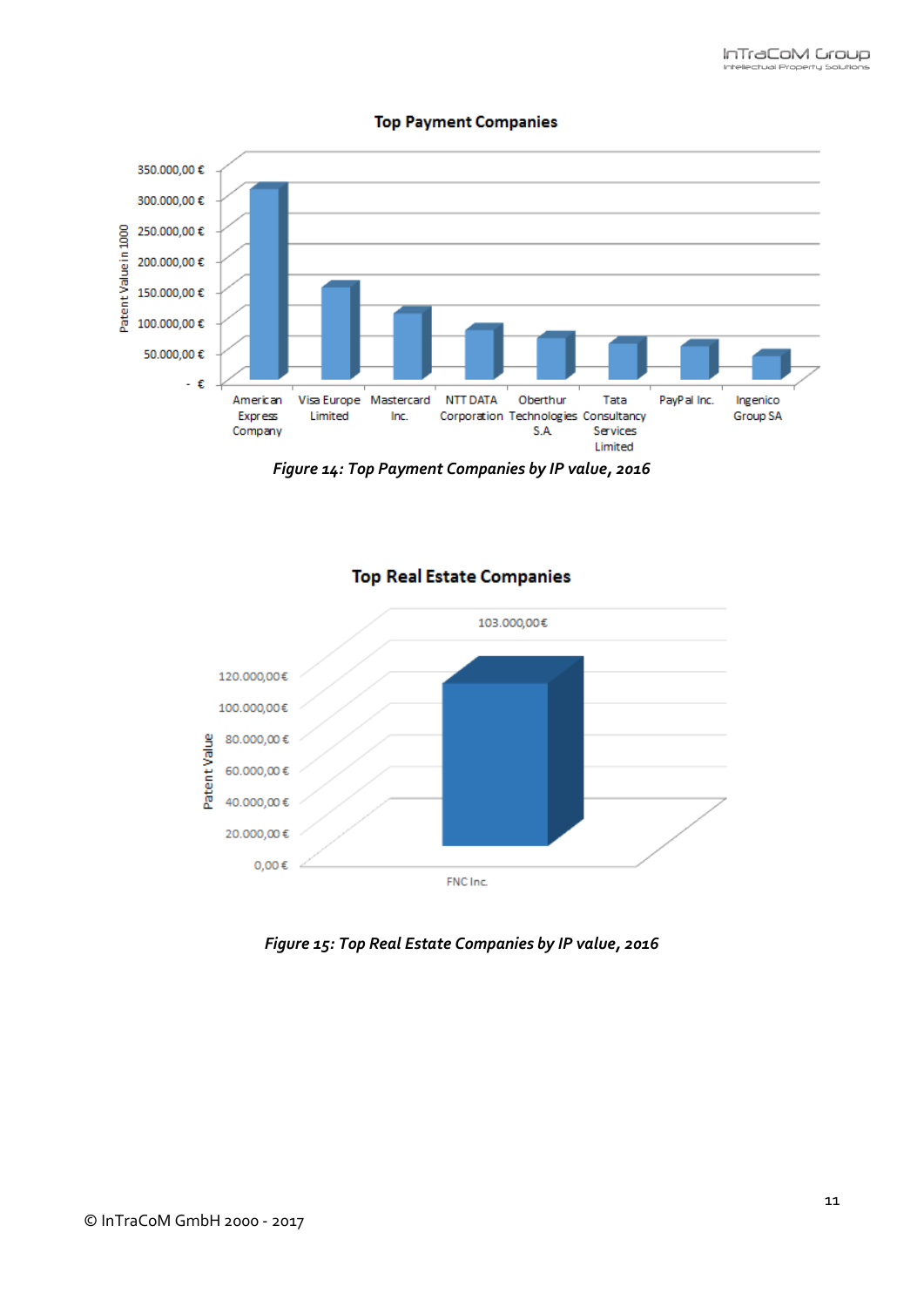**Top Payment Companies**

| Company | Patent Value in 1000 |
|---|---|
| American Express Company | |
| Visa Europe Limited | |
| Mastercard Inc. | |
| NTT DATA Corporation | |
| Oberthur Technologies S.A. | |
| Tata Consultancy Services Limited | |
| PayPal Inc. | |
| Ingenico Group SA | |

*Figure 14: Top Payment Companies by IP value, 2016*

**Top Real Estate Companies**

| Company | Patent Value |
|---|---|
| FNC Inc. | 103.000,00€ |

*Figure 15: Top Real Estate Companies by IP value, 2016*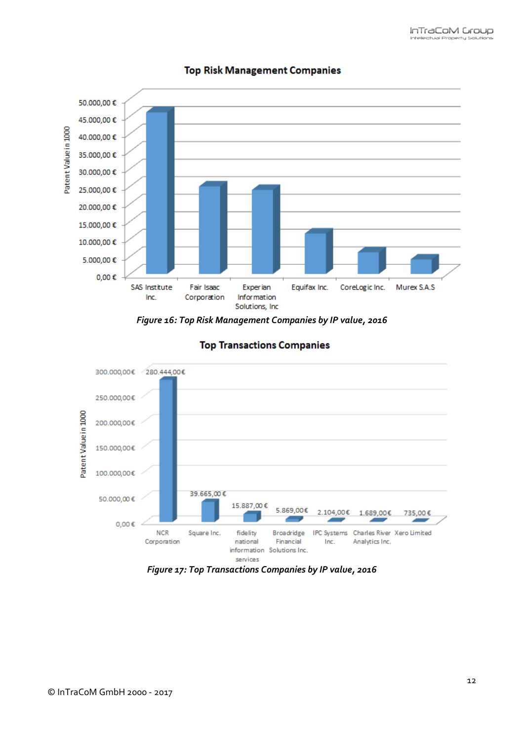**Top Risk Management Companies**

*Figure 16: Top Risk Management Companies by IP value, 2016*

**Top Transactions Companies**

*Figure 17: Top Transactions Companies by IP value, 2016*

© InTraCoM GmbH 2000 - 2017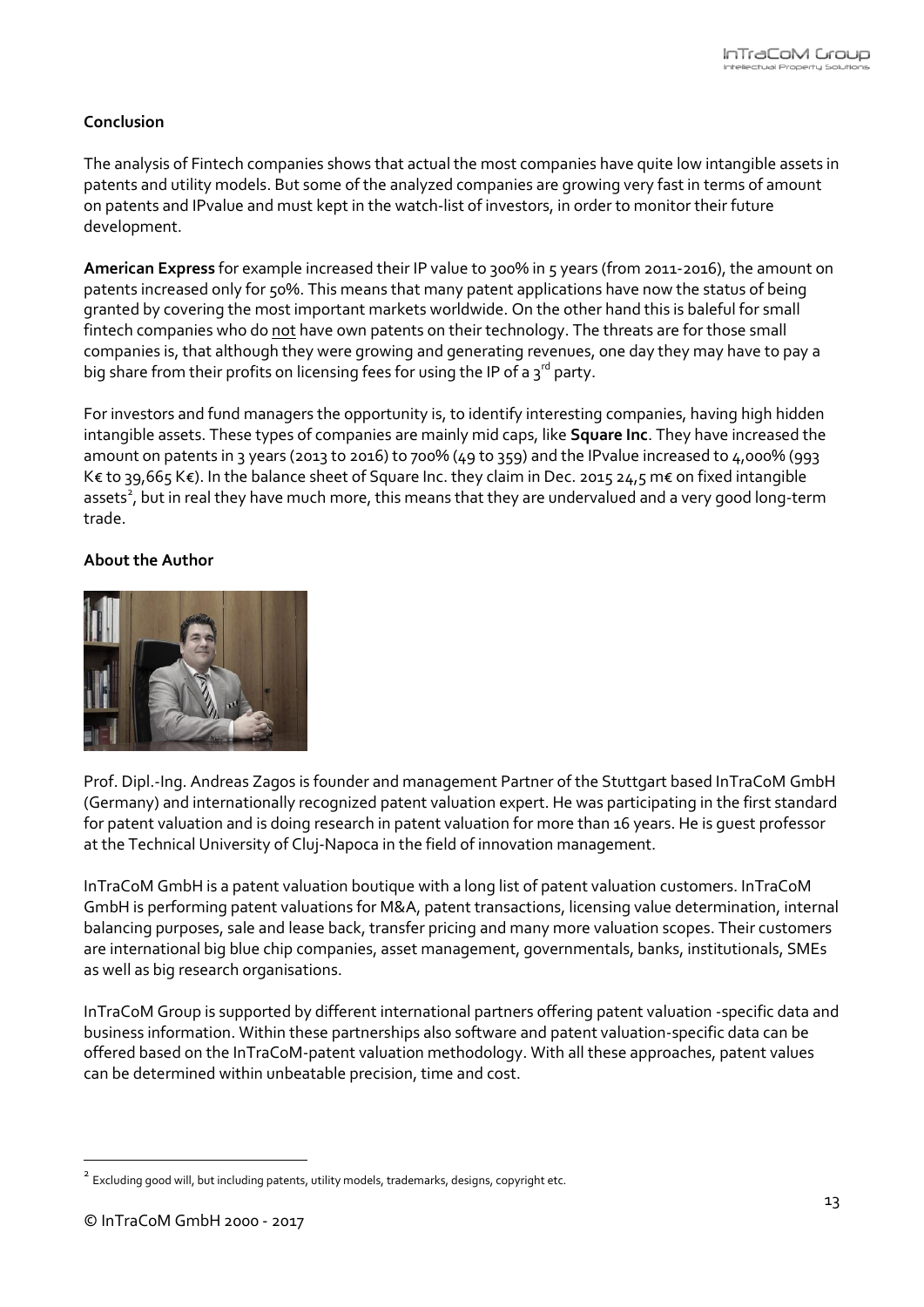**Conclusion**

The analysis of Fintech companies shows that actual the most companies have quite low intangible assets in patents and utility models. But some of the analyzed companies are growing very fast in terms of amount on patents and IPvalue and must kept in the watch-list of investors, in order to monitor their future development.

**American Express** for example increased their IP value to 300% in 5 years (from 2011-2016), the amount on patents increased only for 50%. This means that many patent applications have now the status of being granted by covering the most important markets worldwide. On the other hand this is baleful for small fintech companies who do not have own patents on their technology. The threats are for those small companies is, that although they were growing and generating revenues, one day they may have to pay a big share from their profits on licensing fees for using the IP of a 3rd party.

For investors and fund managers the opportunity is, to identify interesting companies, having high hidden intangible assets. These types of companies are mainly mid caps, like **Square Inc**. They have increased the amount on patents in 3 years (2013 to 2016) to 700% (49 to 359) and the IPvalue increased to 4,000% (993 K€ to 39,665 K€). In the balance sheet of Square Inc. they claim in Dec. 2015 24,5 m€ on fixed intangible assets[2], but in real they have much more, this means that they are undervalued and a very good long-term trade.

**About the Author**

Prof. Dipl.-Ing. Andreas Zagos is founder and management Partner of the Stuttgart based InTraCoM GmbH (Germany) and internationally recognized patent valuation expert. He was participating in the first standard for patent valuation and is doing research in patent valuation for more than 16 years. He is guest professor at the Technical University of Cluj-Napoca in the field of innovation management.

InTraCoM GmbH is a patent valuation boutique with a long list of patent valuation customers. InTraCoM GmbH is performing patent valuations for M&A, patent transactions, licensing value determination, internal balancing purposes, sale and lease back, transfer pricing and many more valuation scopes. Their customers are international big blue chip companies, asset management, governmentals, banks, institutionals, SMEs as well as big research organisations.

InTraCoM Group is supported by different international partners offering patent valuation -specific data and business information. Within these partnerships also software and patent valuation-specific data can be offered based on the InTraCoM-patent valuation methodology. With all these approaches, patent values can be determined within unbeatable precision, time and cost.

[2] Excluding good will, but including patents, utility models, trademarks, designs, copyright etc.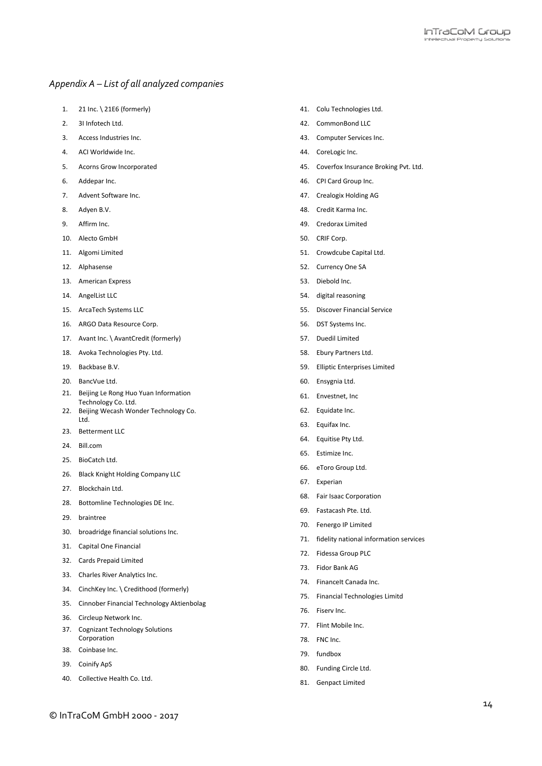*Appendix A – List of all analyzed companies*

1. 21 Inc. \ 21E6 (formerly)
2. 3I Infotech Ltd.
3. Access Industries Inc.
4. ACI Worldwide Inc.
5. Acorns Grow Incorporated
6. Addepar Inc.
7. Advent Software Inc.
8. Adyen B.V.
9. Affirm Inc.
10. Alecto GmbH
11. Algomi Limited
12. Alphasense
13. American Express
14. AngelList LLC
15. ArcaTech Systems LLC
16. ARGO Data Resource Corp.
17. Avant Inc. \ AvantCredit (formerly)
18. Avoka Technologies Pty. Ltd.
19. Backbase B.V.
20. BancVue Ltd.
21. Beijing Le Rong Huo Yuan Information Technology Co. Ltd.
22. Beijing Wecash Wonder Technology Co. Ltd.
23. Betterment LLC
24. Bill.com
25. BioCatch Ltd.
26. Black Knight Holding Company LLC
27. Blockchain Ltd.
28. Bottomline Technologies DE Inc.
29. braintree
30. broadridge financial solutions Inc.
31. Capital One Financial
32. Cards Prepaid Limited
33. Charles River Analytics Inc.
34. CinchKey Inc. \ Credithood (formerly)
35. Cinnober Financial Technology Aktienbolag
36. Circleup Network Inc.
37. Cognizant Technology Solutions Corporation
38. Coinbase Inc.
39. Coinify ApS
40. Collective Health Co. Ltd.
41. Colu Technologies Ltd.
42. CommonBond LLC
43. Computer Services Inc.
44. CoreLogic Inc.
45. Coverfox Insurance Broking Pvt. Ltd.
46. CPI Card Group Inc.
47. Crealogix Holding AG
48. Credit Karma Inc.
49. Credorax Limited
50. CRIF Corp.
51. Crowdcube Capital Ltd.
52. Currency One SA
53. Diebold Inc.
54. digital reasoning
55. Discover Financial Service
56. DST Systems Inc.
57. Duedil Limited
58. Ebury Partners Ltd.
59. Elliptic Enterprises Limited
60. Ensygnia Ltd.
61. Envestnet, Inc
62. Equidate Inc.
63. Equifax Inc.
64. Equitise Pty Ltd.
65. Estimize Inc.
66. eToro Group Ltd.
67. Experian
68. Fair Isaac Corporation
69. Fastacash Pte. Ltd.
70. Fenergo IP Limited
71. fidelity national information services
72. Fidessa Group PLC
73. Fidor Bank AG
74. FinanceIt Canada Inc.
75. Financial Technologies Limitd
76. Fiserv Inc.
77. Flint Mobile Inc.
78. FNC Inc.
79. fundbox
80. Funding Circle Ltd.
81. Genpact Limited

© InTraCoM GmbH 2000 - 2017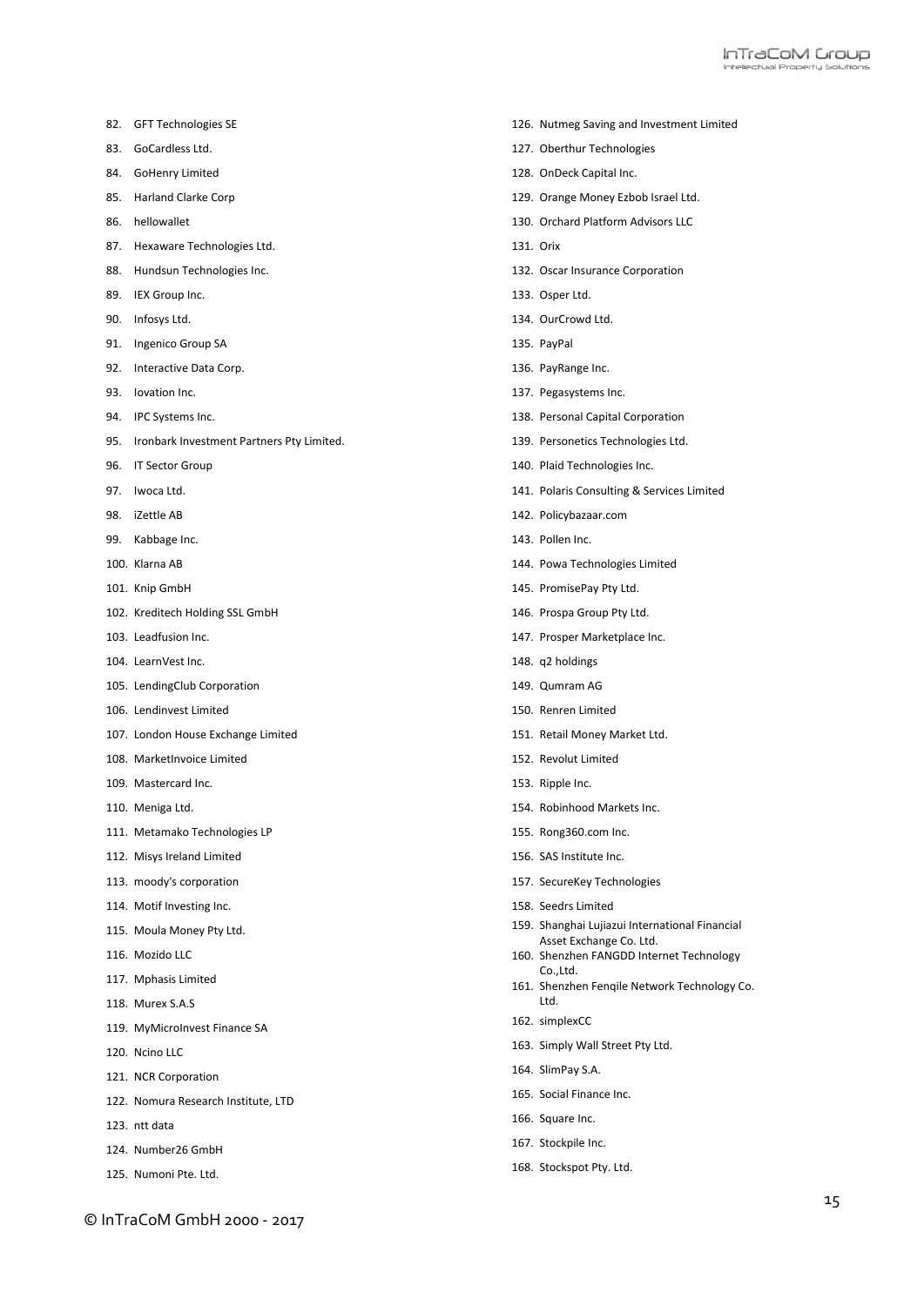82. GFT Technologies SE
83. GoCardless Ltd.
84. GoHenry Limited
85. Harland Clarke Corp
86. hellowallet
87. Hexaware Technologies Ltd.
88. Hundsun Technologies Inc.
89. IEX Group Inc.
90. Infosys Ltd.
91. Ingenico Group SA
92. Interactive Data Corp.
93. Iovation Inc.
94. IPC Systems Inc.
95. Ironbark Investment Partners Pty Limited.
96. IT Sector Group
97. Iwoca Ltd.
98. iZettle AB
99. Kabbage Inc.
100. Klarna AB
101. Knip GmbH
102. Kreditech Holding SSL GmbH
103. Leadfusion Inc.
104. LearnVest Inc.
105. LendingClub Corporation
106. Lendinvest Limited
107. London House Exchange Limited
108. MarketInvoice Limited
109. Mastercard Inc.
110. Meniga Ltd.
111. Metamako Technologies LP
112. Misys Ireland Limited
113. moody's corporation
114. Motif Investing Inc.
115. Moula Money Pty Ltd.
116. Mozido LLC
117. Mphasis Limited
118. Murex S.A.S
119. MyMicroInvest Finance SA
120. Ncino LLC
121. NCR Corporation
122. Nomura Research Institute, LTD
123. ntt data
124. Number26 GmbH
125. Numoni Pte. Ltd.
126. Nutmeg Saving and Investment Limited
127. Oberthur Technologies
128. OnDeck Capital Inc.
129. Orange Money Ezbob Israel Ltd.
130. Orchard Platform Advisors LLC
131. Orix
132. Oscar Insurance Corporation
133. Osper Ltd.
134. OurCrowd Ltd.
135. PayPal
136. PayRange Inc.
137. Pegasystems Inc.
138. Personal Capital Corporation
139. Personetics Technologies Ltd.
140. Plaid Technologies Inc.
141. Polaris Consulting & Services Limited
142. Policybazaar.com
143. Pollen Inc.
144. Powa Technologies Limited
145. PromisePay Pty Ltd.
146. Prospa Group Pty Ltd.
147. Prosper Marketplace Inc.
148. q2 holdings
149. Qumram AG
150. Renren Limited
151. Retail Money Market Ltd.
152. Revolut Limited
153. Ripple Inc.
154. Robinhood Markets Inc.
155. Rong360.com Inc.
156. SAS Institute Inc.
157. SecureKey Technologies
158. Seedrs Limited
159. Shanghai Lujiazui International Financial Asset Exchange Co. Ltd.
160. Shenzhen FANGDD Internet Technology Co.,Ltd.
161. Shenzhen Fenqile Network Technology Co. Ltd.
162. simplexCC
163. Simply Wall Street Pty Ltd.
164. SlimPay S.A.
165. Social Finance Inc.
166. Square Inc.
167. Stockpile Inc.
168. Stockspot Pty. Ltd.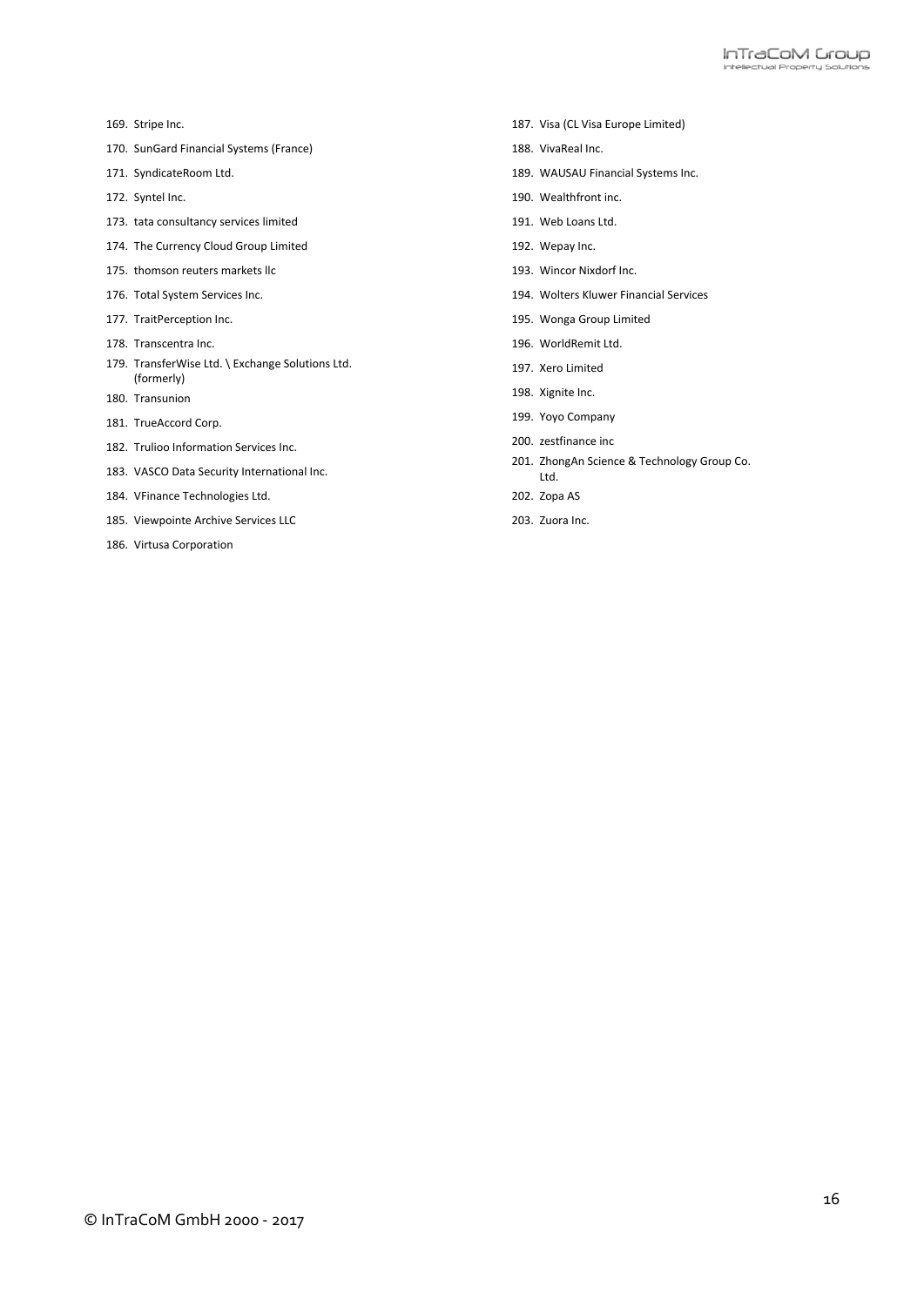169. Stripe Inc.
170. SunGard Financial Systems (France)
171. SyndicateRoom Ltd.
172. Syntel Inc.
173. tata consultancy services limited
174. The Currency Cloud Group Limited
175. thomson reuters markets llc
176. Total System Services Inc.
177. TraitPerception Inc.
178. Transcentra Inc.
179. TransferWise Ltd. \ Exchange Solutions Ltd. (formerly)
180. Transunion
181. TrueAccord Corp.
182. Trulioo Information Services Inc.
183. VASCO Data Security International Inc.
184. VFinance Technologies Ltd.
185. Viewpointe Archive Services LLC
186. Virtusa Corporation
187. Visa (CL Visa Europe Limited)
188. VivaReal Inc.
189. WAUSAU Financial Systems Inc.
190. Wealthfront inc.
191. Web Loans Ltd.
192. Wepay Inc.
193. Wincor Nixdorf Inc.
194. Wolters Kluwer Financial Services
195. Wonga Group Limited
196. WorldRemit Ltd.
197. Xero Limited
198. Xignite Inc.
199. Yoyo Company
200. zestfinance inc
201. ZhongAn Science & Technology Group Co. Ltd.
202. Zopa AS
203. Zuora Inc.